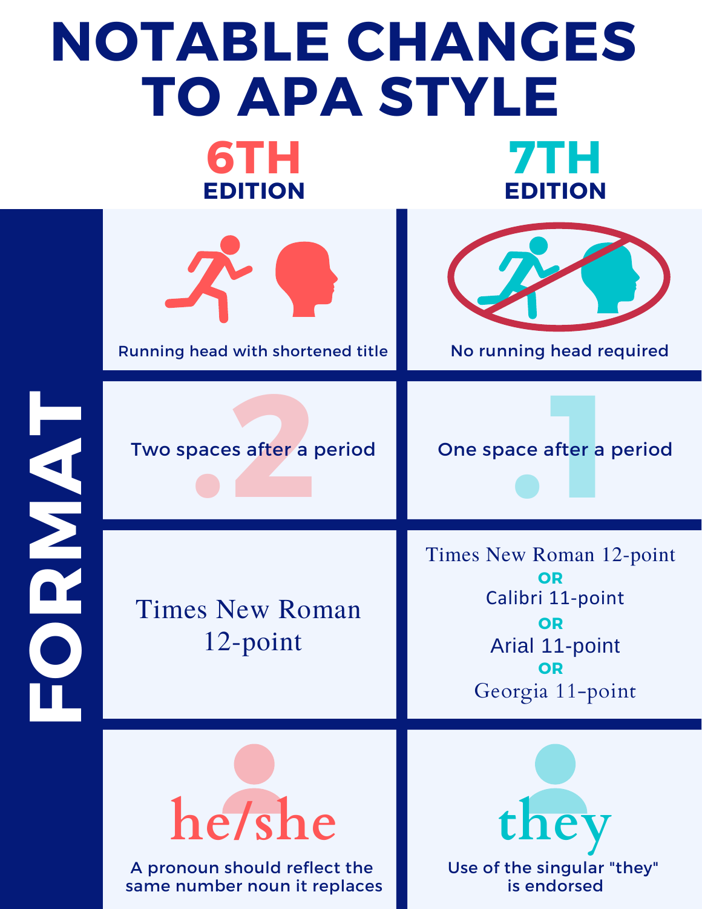# NOTABLE CHANGES TO APA STYLE

## FORMAT

| 6TH EDITION | 7TH EDITION |
| --- | --- |
| Running head with shortened title | No running head required |
| Two spaces after a period | One space after a period |
| Times New Roman 12-point | Times New Roman 12-point OR Calibri 11-point OR Arial 11-point OR Georgia 11-point |
| he/she<br>A pronoun should reflect the same number noun it replaces | they<br>Use of the singular "they" is endorsed |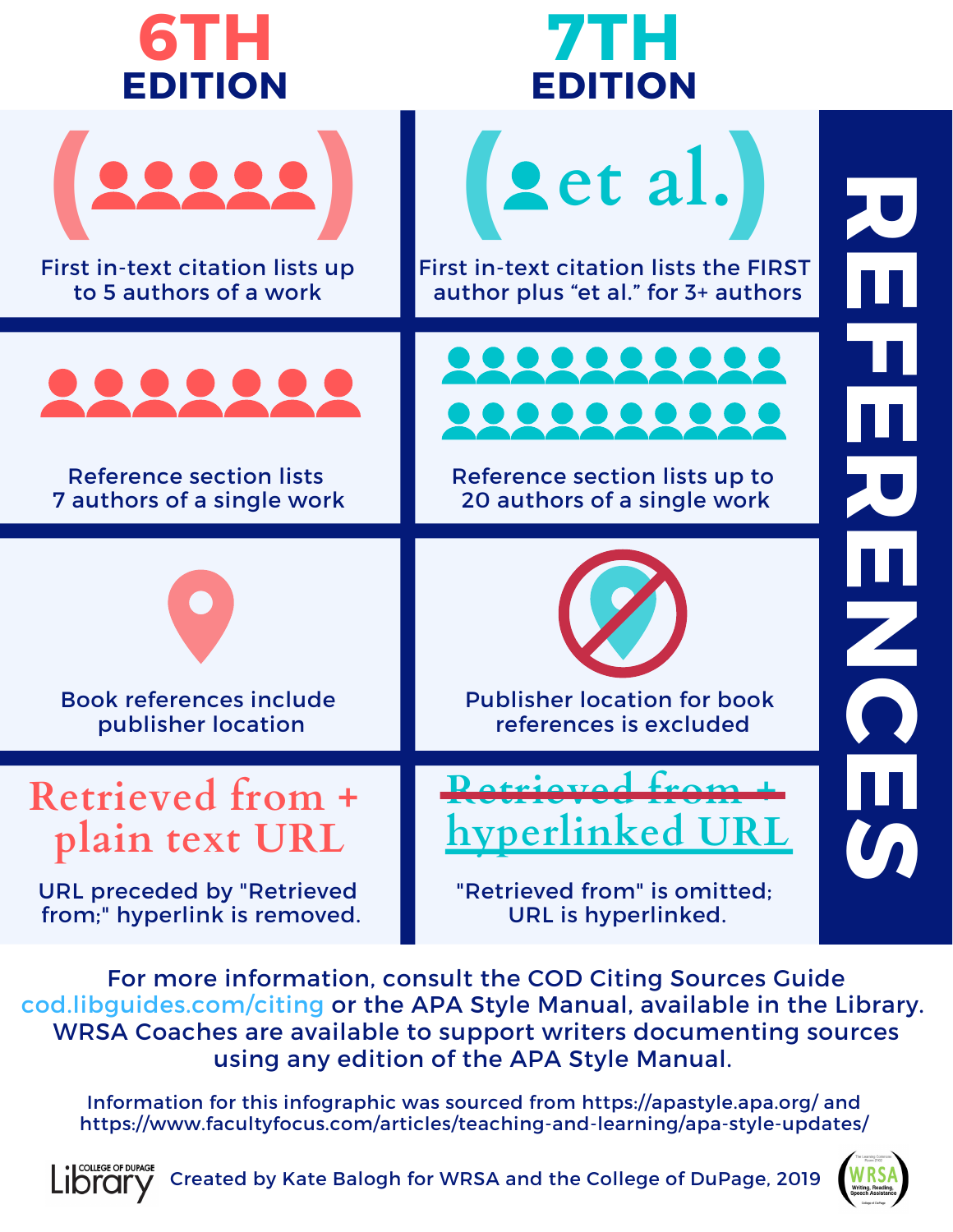# 6TH EDITION vs. 7TH EDITION

## REFERENCES

| 6TH EDITION | 7TH EDITION |
|---|---|
| First in-text citation lists up to 5 authors of a work | First in-text citation lists the FIRST author plus "et al." for 3+ authors |
| Reference section lists 7 authors of a single work | Reference section lists up to 20 authors of a single work |
| Book references include publisher location | Publisher location for book references is excluded |
| **Retrieved from + plain text URL** — URL preceded by "Retrieved from;" hyperlink is removed. | ~~Retrieved from +~~ **hyperlinked URL** — "Retrieved from" is omitted; URL is hyperlinked. |

For more information, consult the COD Citing Sources Guide cod.libguides.com/citing or the APA Style Manual, available in the Library. WRSA Coaches are available to support writers documenting sources using any edition of the APA Style Manual.

Information for this infographic was sourced from https://apastyle.apa.org/ and https://www.facultyfocus.com/articles/teaching-and-learning/apa-style-updates/

College of DuPage Library

Created by Kate Balogh for WRSA and the College of DuPage, 2019

WRSA Writing, Reading, Speech Assistance